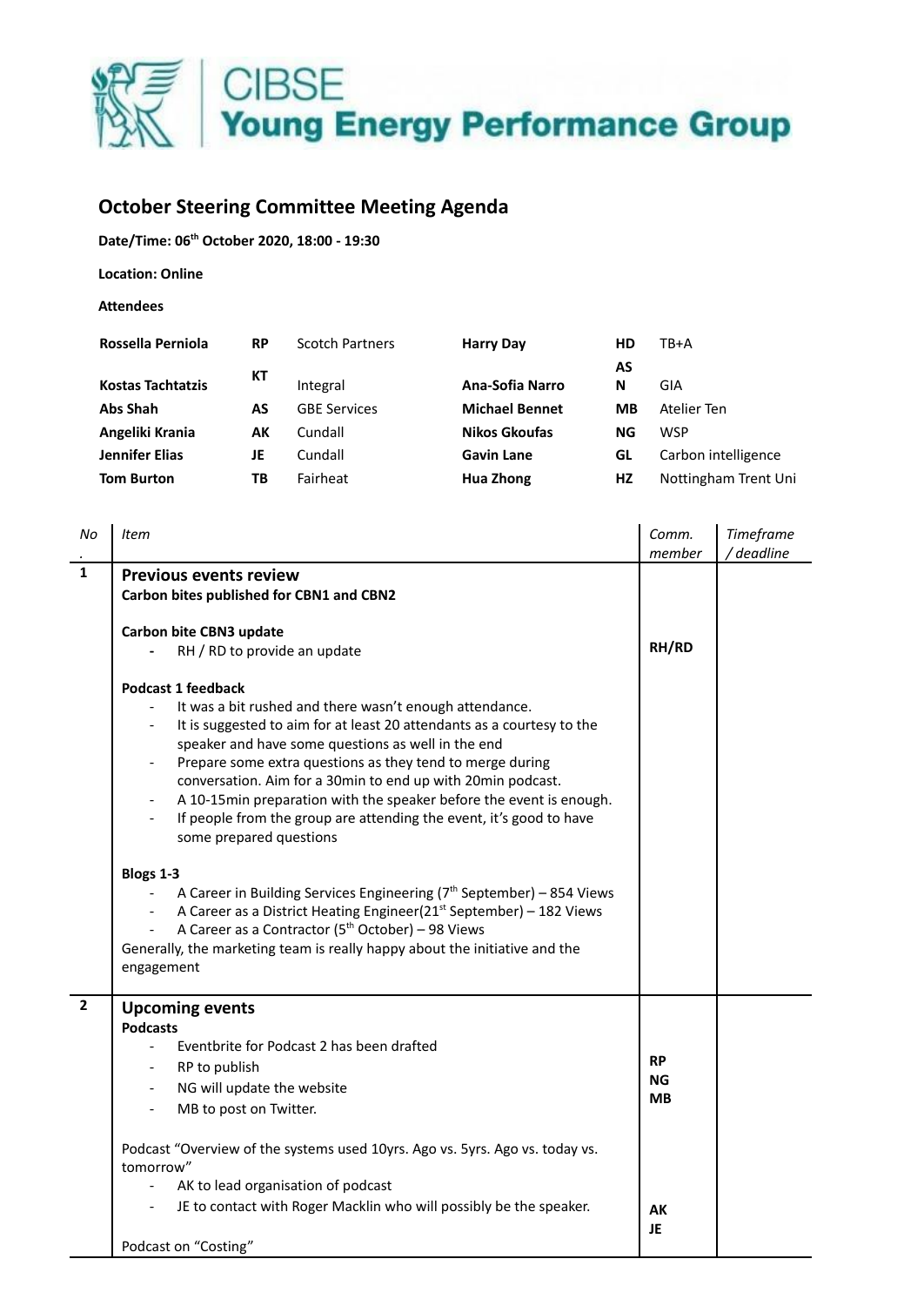# CIBSE Young Energy Performance Group

## October Steering Committee Meeting Agenda

**Date/Time: 06th October 2020, 18:00 - 19:30**

**Location: Online**

**Attendees**

| | | | | | |
|---|---|---|---|---|---|
| **Rossella Perniola** | **RP** | Scotch Partners | **Harry Day** | **HD** | TB+A |
| **Kostas Tachtatzis** | **KT** | Integral | **Ana-Sofia Narro** | **ASN** | GIA |
| **Abs Shah** | **AS** | GBE Services | **Michael Bennet** | **MB** | Atelier Ten |
| **Angeliki Krania** | **AK** | Cundall | **Nikos Gkoufas** | **NG** | WSP |
| **Jennifer Elias** | **JE** | Cundall | **Gavin Lane** | **GL** | Carbon intelligence |
| **Tom Burton** | **TB** | Fairheat | **Hua Zhong** | **HZ** | Nottingham Trent Uni |

| *No.* | *Item* | *Comm. member* | *Timeframe / deadline* |
|---|---|---|---|
| **1** | **Previous events review**<br>**Carbon bites published for CBN1 and CBN2**<br><br>**Carbon bite CBN3 update**<br>- RH / RD to provide an update<br><br>**Podcast 1 feedback**<br>- It was a bit rushed and there wasn't enough attendance.<br>- It is suggested to aim for at least 20 attendants as a courtesy to the speaker and have some questions as well in the end<br>- Prepare some extra questions as they tend to merge during conversation. Aim for a 30min to end up with 20min podcast.<br>- A 10-15min preparation with the speaker before the event is enough.<br>- If people from the group are attending the event, it's good to have some prepared questions<br><br>**Blogs 1-3**<br>- A Career in Building Services Engineering (7th September) – 854 Views<br>- A Career as a District Heating Engineer(21st September) – 182 Views<br>- A Career as a Contractor (5th October) – 98 Views<br>Generally, the marketing team is really happy about the initiative and the engagement | **RH/RD** | |
| **2** | **Upcoming events**<br>**Podcasts**<br>- Eventbrite for Podcast 2 has been drafted<br>- RP to publish<br>- NG will update the website<br>- MB to post on Twitter.<br><br>Podcast "Overview of the systems used 10yrs. Ago vs. 5yrs. Ago vs. today vs. tomorrow"<br>- AK to lead organisation of podcast<br>- JE to contact with Roger Macklin who will possibly be the speaker.<br><br>Podcast on "Costing" | **RP**<br>**NG**<br>**MB**<br><br>**AK**<br>**JE** | |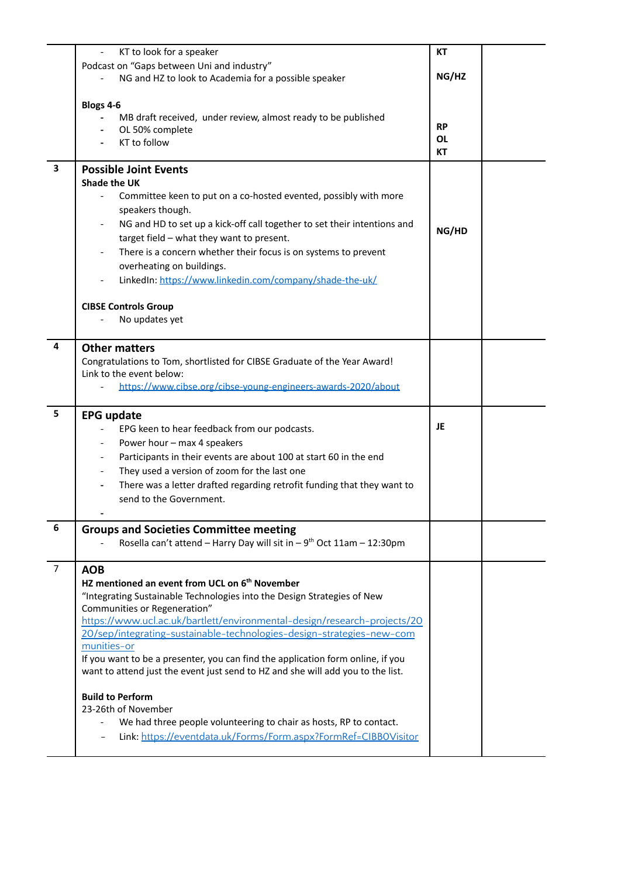| | | | |
|---|---|---|---|
| | - KT to look for a speaker<br>Podcast on "Gaps between Uni and industry"<br>- NG and HZ to look to Academia for a possible speaker<br><br>**Blogs 4-6**<br>- MB draft received, under review, almost ready to be published<br>- OL 50% complete<br>- KT to follow | **KT**<br><br>**NG/HZ**<br><br>**RP**<br>**OL**<br>**KT** | |
| 3 | **Possible Joint Events**<br>**Shade the UK**<br>- Committee keen to put on a co-hosted evented, possibly with more speakers though.<br>- NG and HD to set up a kick-off call together to set their intentions and target field – what they want to present.<br>- There is a concern whether their focus is on systems to prevent overheating on buildings.<br>- LinkedIn: https://www.linkedin.com/company/shade-the-uk/<br><br>**CIBSE Controls Group**<br>- No updates yet | **NG/HD** | |
| 4 | **Other matters**<br>Congratulations to Tom, shortlisted for CIBSE Graduate of the Year Award!<br>Link to the event below:<br>- https://www.cibse.org/cibse-young-engineers-awards-2020/about | | |
| 5 | **EPG update**<br>- EPG keen to hear feedback from our podcasts.<br>- Power hour – max 4 speakers<br>- Participants in their events are about 100 at start 60 in the end<br>- They used a version of zoom for the last one<br>- There was a letter drafted regarding retrofit funding that they want to send to the Government.<br>- | **JE** | |
| 6 | **Groups and Societies Committee meeting**<br>- Rosella can't attend – Harry Day will sit in – 9th Oct 11am – 12:30pm | | |
| 7 | **AOB**<br>**HZ mentioned an event from UCL on 6th November**<br>"Integrating Sustainable Technologies into the Design Strategies of New Communities or Regeneration"<br>https://www.ucl.ac.uk/bartlett/environmental-design/research-projects/2020/sep/integrating-sustainable-technologies-design-strategies-new-communities-or<br>If you want to be a presenter, you can find the application form online, if you want to attend just the event just send to HZ and she will add you to the list.<br><br>**Build to Perform**<br>23-26th of November<br>- We had three people volunteering to chair as hosts, RP to contact.<br>- Link: https://eventdata.uk/Forms/Form.aspx?FormRef=CIBBOVisitor | | |